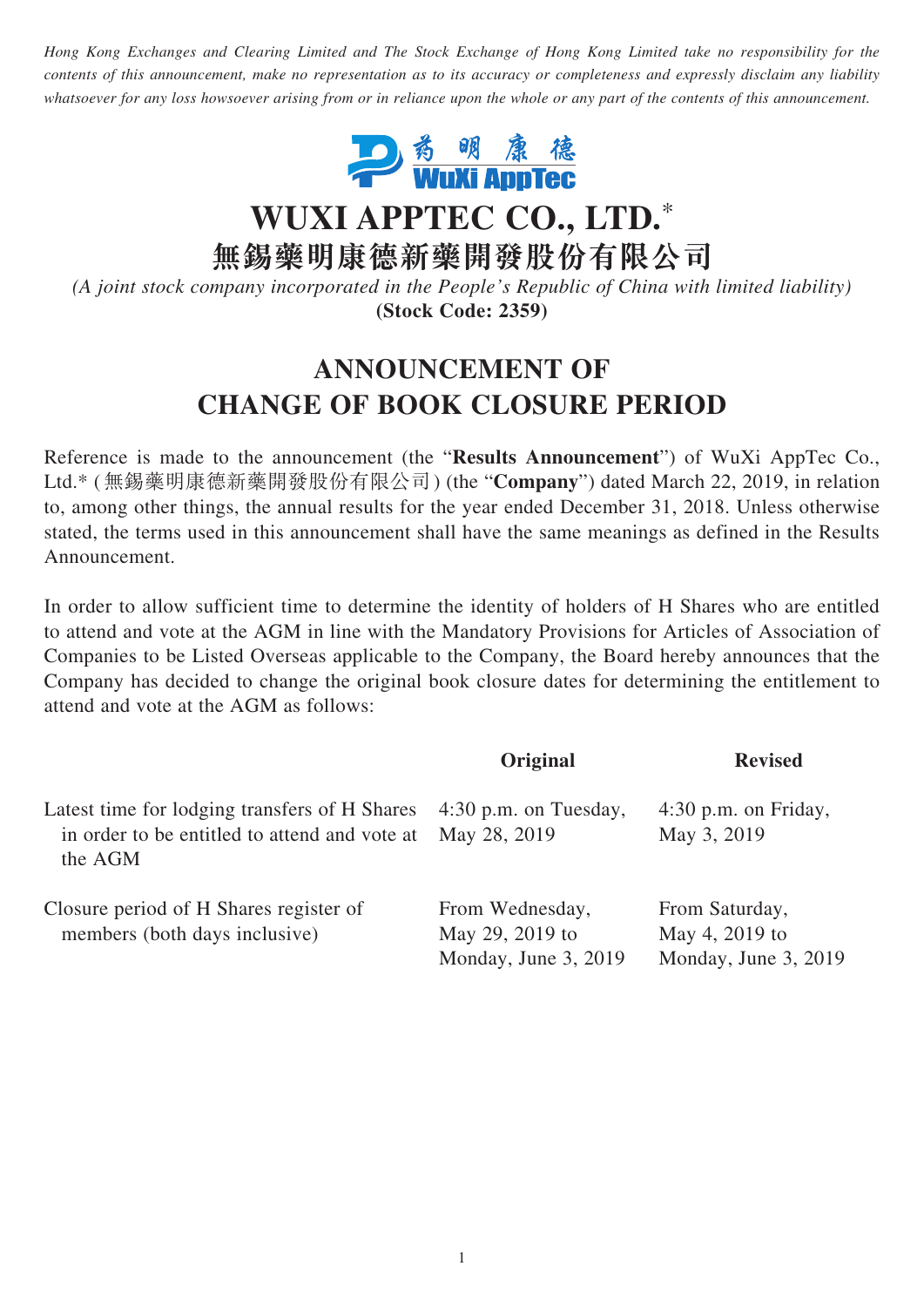*Hong Kong Exchanges and Clearing Limited and The Stock Exchange of Hong Kong Limited take no responsibility for the contents of this announcement, make no representation as to its accuracy or completeness and expressly disclaim any liability whatsoever for any loss howsoever arising from or in reliance upon the whole or any part of the contents of this announcement.*

# WUXI APPTEC CO., LTD.*

# 無錫藥明康德新藥開發股份有限公司

*(A joint stock company incorporated in the People's Republic of China with limited liability)*

**(Stock Code: 2359)**

## ANNOUNCEMENT OF CHANGE OF BOOK CLOSURE PERIOD

Reference is made to the announcement (the "**Results Announcement**") of WuXi AppTec Co., Ltd.* (無錫藥明康德新藥開發股份有限公司) (the "**Company**") dated March 22, 2019, in relation to, among other things, the annual results for the year ended December 31, 2018. Unless otherwise stated, the terms used in this announcement shall have the same meanings as defined in the Results Announcement.

In order to allow sufficient time to determine the identity of holders of H Shares who are entitled to attend and vote at the AGM in line with the Mandatory Provisions for Articles of Association of Companies to be Listed Overseas applicable to the Company, the Board hereby announces that the Company has decided to change the original book closure dates for determining the entitlement to attend and vote at the AGM as follows:

| | **Original** | **Revised** |
|---|---|---|
| Latest time for lodging transfers of H Shares in order to be entitled to attend and vote at the AGM | 4:30 p.m. on Tuesday, May 28, 2019 | 4:30 p.m. on Friday, May 3, 2019 |
| Closure period of H Shares register of members (both days inclusive) | From Wednesday, May 29, 2019 to Monday, June 3, 2019 | From Saturday, May 4, 2019 to Monday, June 3, 2019 |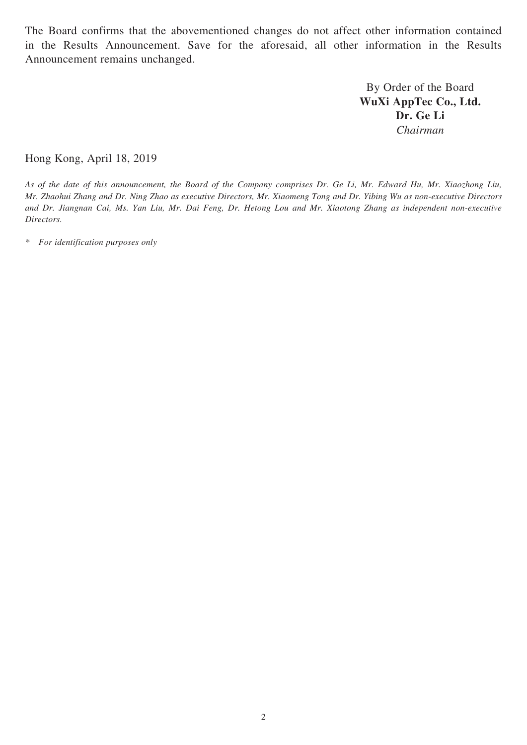The Board confirms that the abovementioned changes do not affect other information contained in the Results Announcement. Save for the aforesaid, all other information in the Results Announcement remains unchanged.

By Order of the Board
**WuXi AppTec Co., Ltd.**
**Dr. Ge Li**
*Chairman*

Hong Kong, April 18, 2019

*As of the date of this announcement, the Board of the Company comprises Dr. Ge Li, Mr. Edward Hu, Mr. Xiaozhong Liu, Mr. Zhaohui Zhang and Dr. Ning Zhao as executive Directors, Mr. Xiaomeng Tong and Dr. Yibing Wu as non-executive Directors and Dr. Jiangnan Cai, Ms. Yan Liu, Mr. Dai Feng, Dr. Hetong Lou and Mr. Xiaotong Zhang as independent non-executive Directors.*

\* *For identification purposes only*